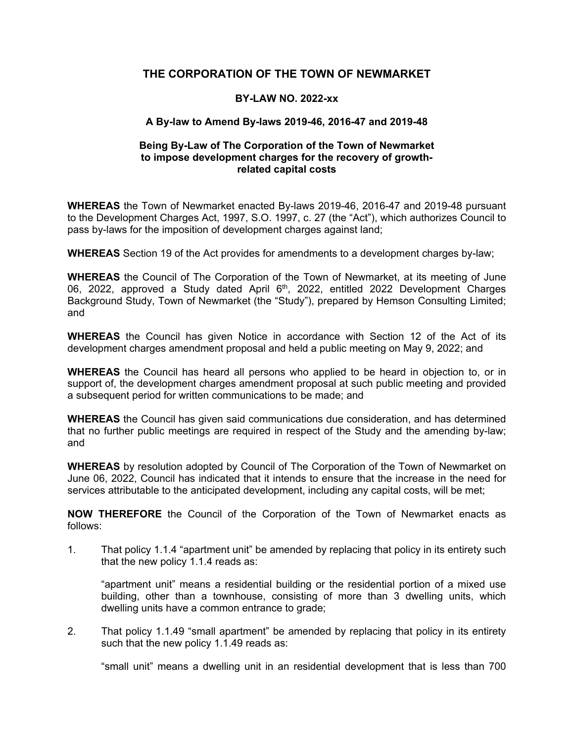# THE CORPORATION OF THE TOWN OF NEWMARKET

## BY-LAW NO. 2022-xx

### A By-law to Amend By-laws 2019-46, 2016-47 and 2019-48

### Being By-Law of The Corporation of the Town of Newmarket to impose development charges for the recovery of growth-related capital costs

**WHEREAS** the Town of Newmarket enacted By-laws 2019-46, 2016-47 and 2019-48 pursuant to the Development Charges Act, 1997, S.O. 1997, c. 27 (the "Act"), which authorizes Council to pass by-laws for the imposition of development charges against land;

**WHEREAS** Section 19 of the Act provides for amendments to a development charges by-law;

**WHEREAS** the Council of The Corporation of the Town of Newmarket, at its meeting of June 06, 2022, approved a Study dated April 6th, 2022, entitled 2022 Development Charges Background Study, Town of Newmarket (the "Study"), prepared by Hemson Consulting Limited; and

**WHEREAS** the Council has given Notice in accordance with Section 12 of the Act of its development charges amendment proposal and held a public meeting on May 9, 2022; and

**WHEREAS** the Council has heard all persons who applied to be heard in objection to, or in support of, the development charges amendment proposal at such public meeting and provided a subsequent period for written communications to be made; and

**WHEREAS** the Council has given said communications due consideration, and has determined that no further public meetings are required in respect of the Study and the amending by-law; and

**WHEREAS** by resolution adopted by Council of The Corporation of the Town of Newmarket on June 06, 2022, Council has indicated that it intends to ensure that the increase in the need for services attributable to the anticipated development, including any capital costs, will be met;

**NOW THEREFORE** the Council of the Corporation of the Town of Newmarket enacts as follows:

1. That policy 1.1.4 "apartment unit" be amended by replacing that policy in its entirety such that the new policy 1.1.4 reads as:

   "apartment unit" means a residential building or the residential portion of a mixed use building, other than a townhouse, consisting of more than 3 dwelling units, which dwelling units have a common entrance to grade;

2. That policy 1.1.49 "small apartment" be amended by replacing that policy in its entirety such that the new policy 1.1.49 reads as:

   "small unit" means a dwelling unit in an residential development that is less than 700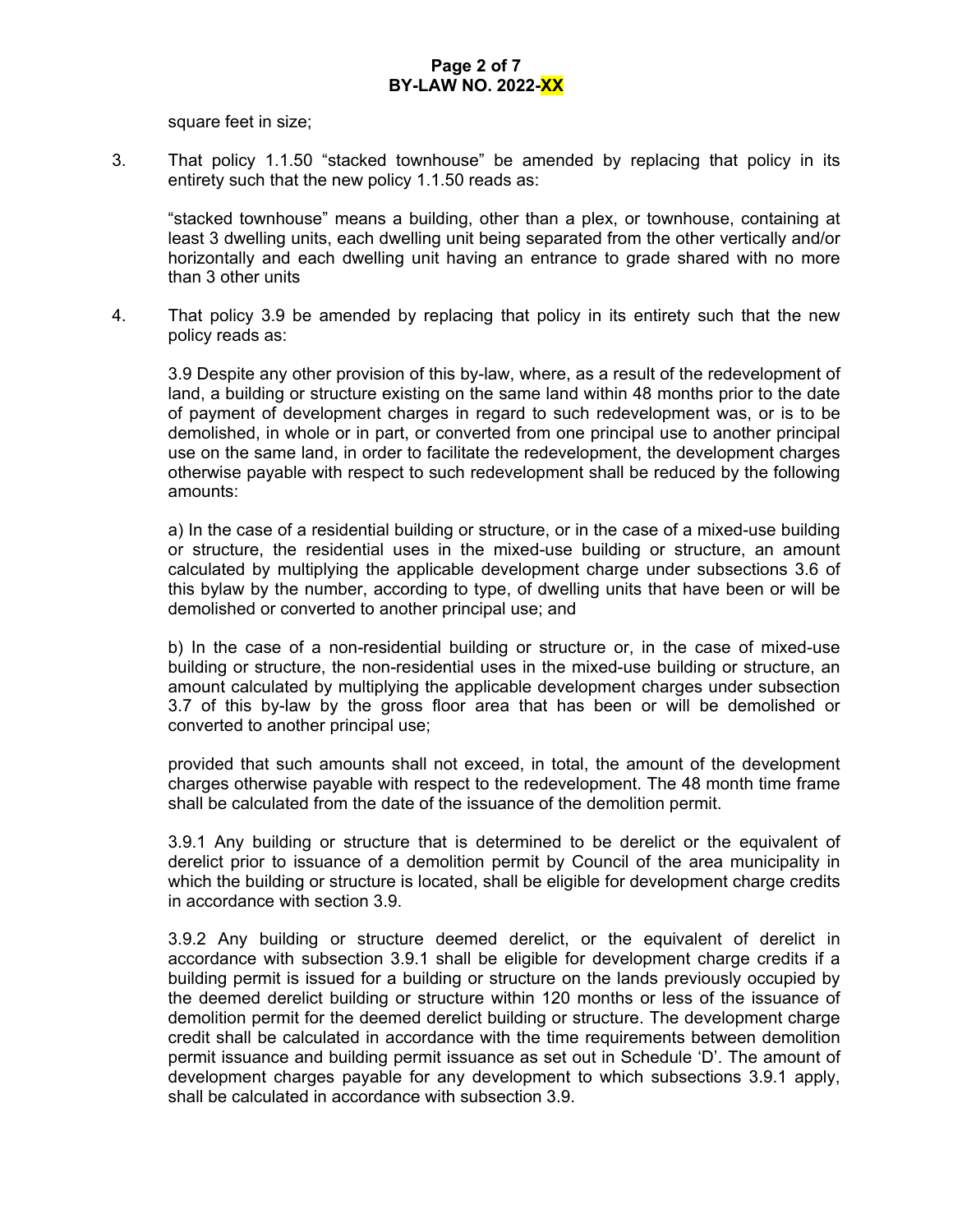square feet in size;

3. That policy 1.1.50 "stacked townhouse" be amended by replacing that policy in its entirety such that the new policy 1.1.50 reads as:

   "stacked townhouse" means a building, other than a plex, or townhouse, containing at least 3 dwelling units, each dwelling unit being separated from the other vertically and/or horizontally and each dwelling unit having an entrance to grade shared with no more than 3 other units

4. That policy 3.9 be amended by replacing that policy in its entirety such that the new policy reads as:

   3.9 Despite any other provision of this by-law, where, as a result of the redevelopment of land, a building or structure existing on the same land within 48 months prior to the date of payment of development charges in regard to such redevelopment was, or is to be demolished, in whole or in part, or converted from one principal use to another principal use on the same land, in order to facilitate the redevelopment, the development charges otherwise payable with respect to such redevelopment shall be reduced by the following amounts:

   a) In the case of a residential building or structure, or in the case of a mixed-use building or structure, the residential uses in the mixed-use building or structure, an amount calculated by multiplying the applicable development charge under subsections 3.6 of this bylaw by the number, according to type, of dwelling units that have been or will be demolished or converted to another principal use; and

   b) In the case of a non-residential building or structure or, in the case of mixed-use building or structure, the non-residential uses in the mixed-use building or structure, an amount calculated by multiplying the applicable development charges under subsection 3.7 of this by-law by the gross floor area that has been or will be demolished or converted to another principal use;

   provided that such amounts shall not exceed, in total, the amount of the development charges otherwise payable with respect to the redevelopment. The 48 month time frame shall be calculated from the date of the issuance of the demolition permit.

   3.9.1 Any building or structure that is determined to be derelict or the equivalent of derelict prior to issuance of a demolition permit by Council of the area municipality in which the building or structure is located, shall be eligible for development charge credits in accordance with section 3.9.

   3.9.2 Any building or structure deemed derelict, or the equivalent of derelict in accordance with subsection 3.9.1 shall be eligible for development charge credits if a building permit is issued for a building or structure on the lands previously occupied by the deemed derelict building or structure within 120 months or less of the issuance of demolition permit for the deemed derelict building or structure. The development charge credit shall be calculated in accordance with the time requirements between demolition permit issuance and building permit issuance as set out in Schedule 'D'. The amount of development charges payable for any development to which subsections 3.9.1 apply, shall be calculated in accordance with subsection 3.9.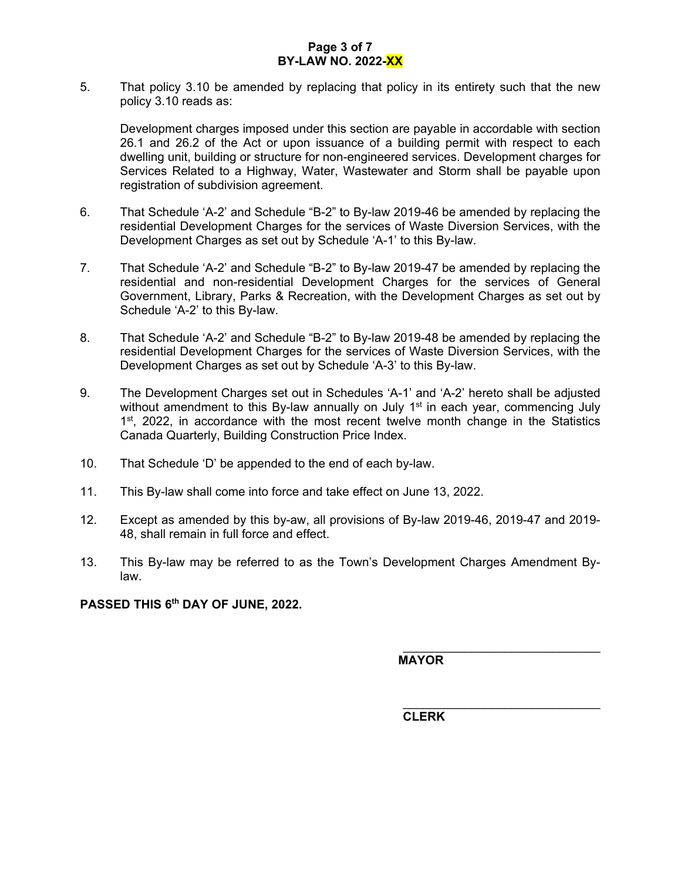5. That policy 3.10 be amended by replacing that policy in its entirety such that the new policy 3.10 reads as:

   Development charges imposed under this section are payable in accordable with section 26.1 and 26.2 of the Act or upon issuance of a building permit with respect to each dwelling unit, building or structure for non-engineered services. Development charges for Services Related to a Highway, Water, Wastewater and Storm shall be payable upon registration of subdivision agreement.

6. That Schedule 'A-2' and Schedule "B-2" to By-law 2019-46 be amended by replacing the residential Development Charges for the services of Waste Diversion Services, with the Development Charges as set out by Schedule 'A-1' to this By-law.

7. That Schedule 'A-2' and Schedule "B-2" to By-law 2019-47 be amended by replacing the residential and non-residential Development Charges for the services of General Government, Library, Parks & Recreation, with the Development Charges as set out by Schedule 'A-2' to this By-law.

8. That Schedule 'A-2' and Schedule "B-2" to By-law 2019-48 be amended by replacing the residential Development Charges for the services of Waste Diversion Services, with the Development Charges as set out by Schedule 'A-3' to this By-law.

9. The Development Charges set out in Schedules 'A-1' and 'A-2' hereto shall be adjusted without amendment to this By-law annually on July 1st in each year, commencing July 1st, 2022, in accordance with the most recent twelve month change in the Statistics Canada Quarterly, Building Construction Price Index.

10. That Schedule 'D' be appended to the end of each by-law.

11. This By-law shall come into force and take effect on June 13, 2022.

12. Except as amended by this by-aw, all provisions of By-law 2019-46, 2019-47 and 2019-48, shall remain in full force and effect.

13. This By-law may be referred to as the Town's Development Charges Amendment By-law.

**PASSED THIS 6th DAY OF JUNE, 2022.**

\_\_\_\_\_\_\_\_\_\_\_\_\_\_\_\_\_\_\_\_\_\_\_\_\_\_\_\_\_\_

**MAYOR**

\_\_\_\_\_\_\_\_\_\_\_\_\_\_\_\_\_\_\_\_\_\_\_\_\_\_\_\_\_\_

**CLERK**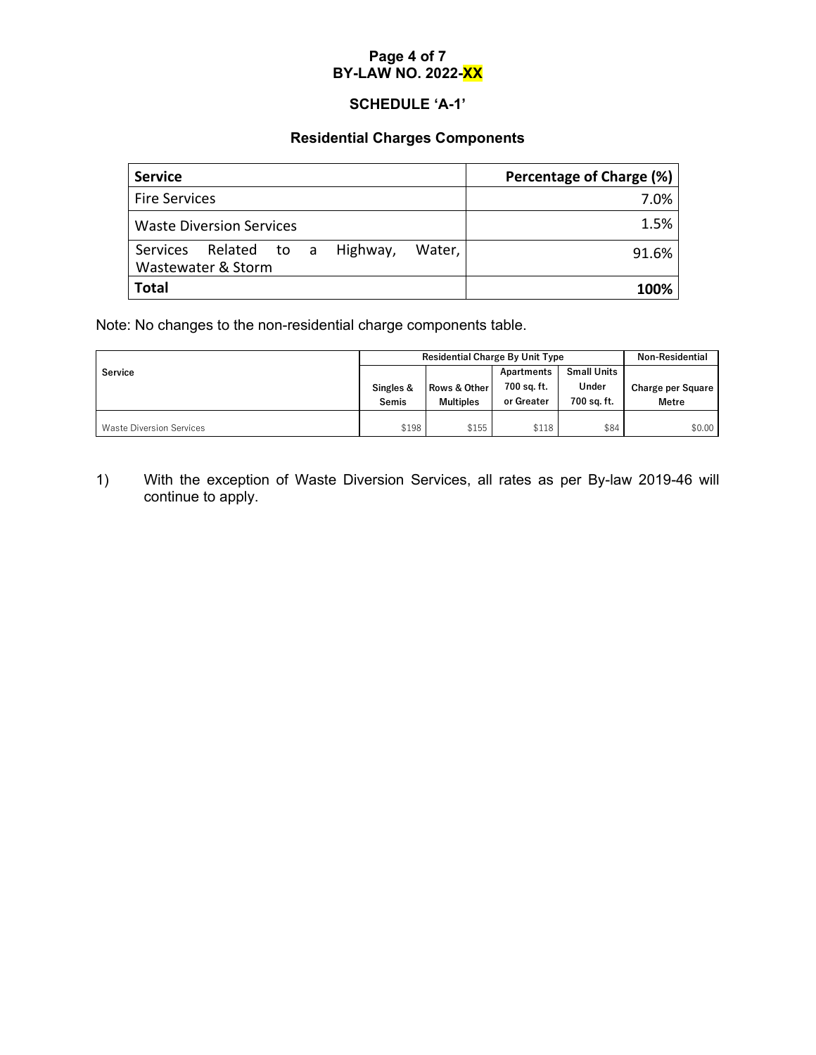**BY-LAW NO. 2022-XX**

## SCHEDULE 'A-1'

### Residential Charges Components

| Service | Percentage of Charge (%) |
|---|---|
| Fire Services | 7.0% |
| Waste Diversion Services | 1.5% |
| Services Related to a Highway, Water, Wastewater & Storm | 91.6% |
| **Total** | **100%** |

Note: No changes to the non-residential charge components table.

| Service | Residential Charge By Unit Type | | | | Non-Residential |
|---|---|---|---|---|---|
| | Singles & Semis | Rows & Other Multiples | Apartments 700 sq. ft. or Greater | Small Units Under 700 sq. ft. | Charge per Square Metre |
| Waste Diversion Services | $198 | $155 | $118 | $84 | $0.00 |

1) With the exception of Waste Diversion Services, all rates as per By-law 2019-46 will continue to apply.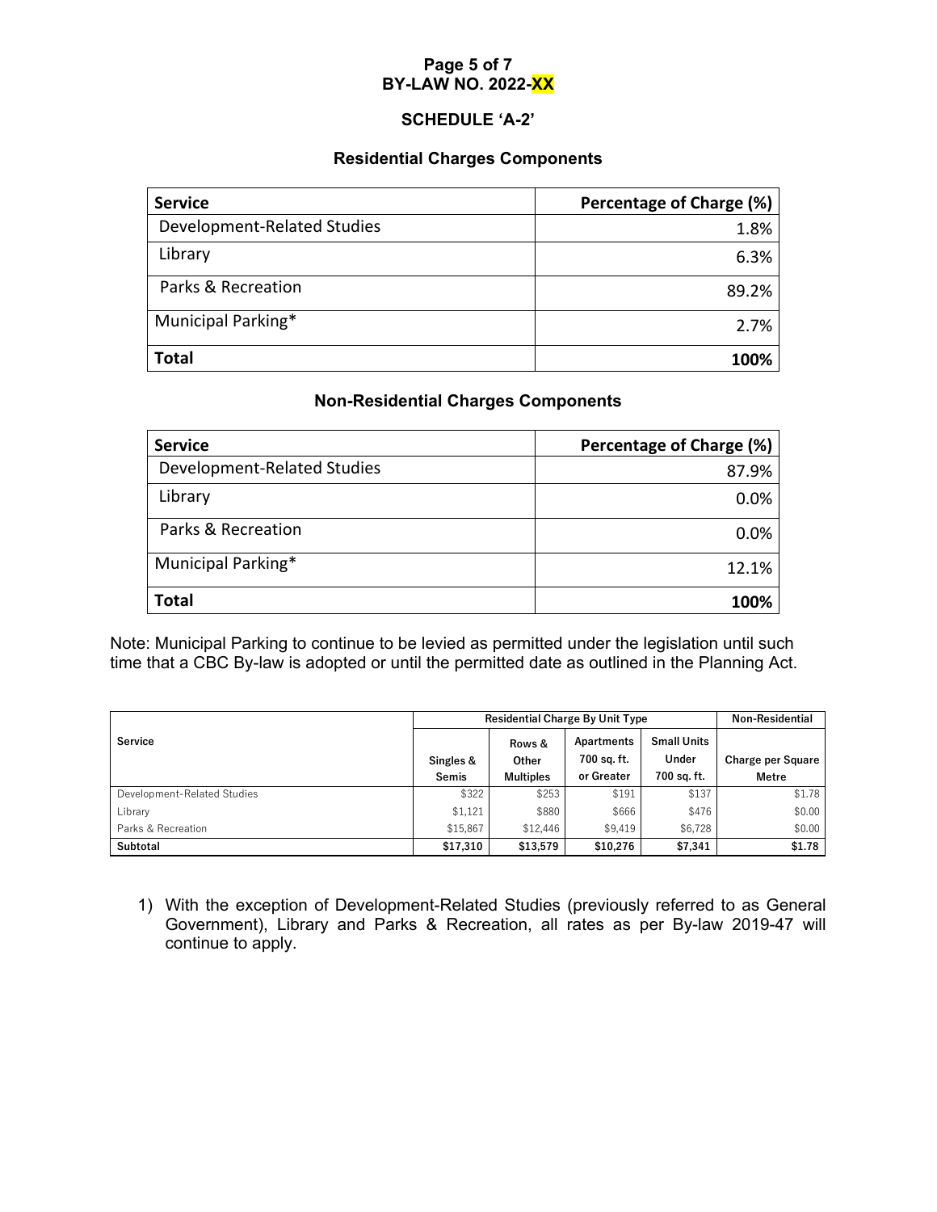**BY-LAW NO. 2022-XX**

## SCHEDULE 'A-2'

### Residential Charges Components

| Service | Percentage of Charge (%) |
|---|---|
| Development-Related Studies | 1.8% |
| Library | 6.3% |
| Parks & Recreation | 89.2% |
| Municipal Parking* | 2.7% |
| **Total** | **100%** |

### Non-Residential Charges Components

| Service | Percentage of Charge (%) |
|---|---|
| Development-Related Studies | 87.9% |
| Library | 0.0% |
| Parks & Recreation | 0.0% |
| Municipal Parking* | 12.1% |
| **Total** | **100%** |

Note: Municipal Parking to continue to be levied as permitted under the legislation until such time that a CBC By-law is adopted or until the permitted date as outlined in the Planning Act.

| Service | Residential Charge By Unit Type | | | | Non-Residential |
|---|---|---|---|---|---|
| | Singles & Semis | Rows & Other Multiples | Apartments 700 sq. ft. or Greater | Small Units Under 700 sq. ft. | Charge per Square Metre |
| Development-Related Studies | $322 | $253 | $191 | $137 | $1.78 |
| Library | $1,121 | $880 | $666 | $476 | $0.00 |
| Parks & Recreation | $15,867 | $12,446 | $9,419 | $6,728 | $0.00 |
| **Subtotal** | **$17,310** | **$13,579** | **$10,276** | **$7,341** | **$1.78** |

1) With the exception of Development-Related Studies (previously referred to as General Government), Library and Parks & Recreation, all rates as per By-law 2019-47 will continue to apply.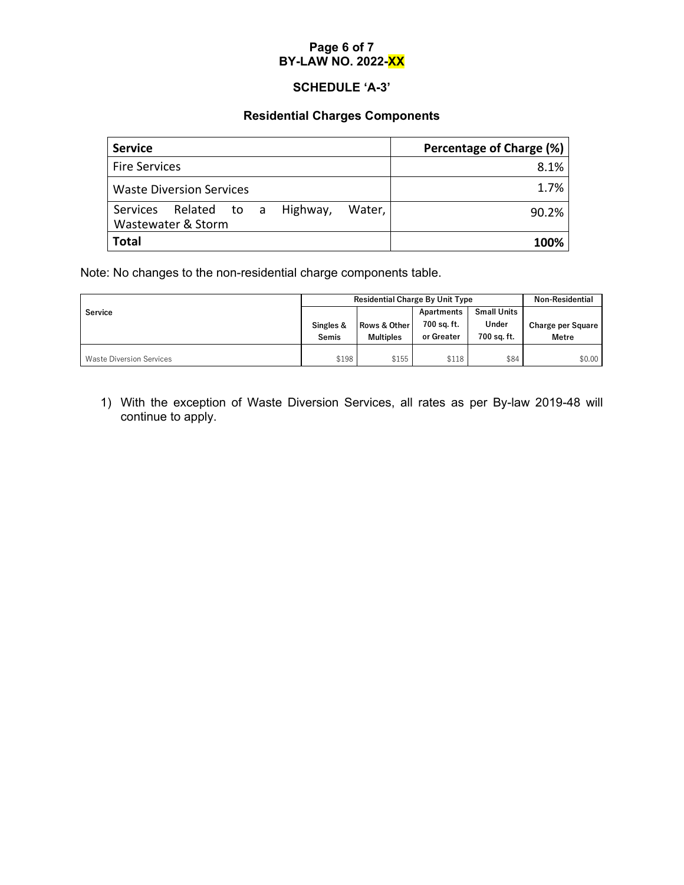**BY-LAW NO. 2022-XX**

## SCHEDULE 'A-3'

### Residential Charges Components

| Service | Percentage of Charge (%) |
|---|---|
| Fire Services | 8.1% |
| Waste Diversion Services | 1.7% |
| Services Related to a Highway, Water, Wastewater & Storm | 90.2% |
| **Total** | **100%** |

Note: No changes to the non-residential charge components table.

| Service | Residential Charge By Unit Type | | | | Non-Residential |
|---|---|---|---|---|---|
| | Singles & Semis | Rows & Other Multiples | Apartments 700 sq. ft. or Greater | Small Units Under 700 sq. ft. | Charge per Square Metre |
| Waste Diversion Services | $198 | $155 | $118 | $84 | $0.00 |

1) With the exception of Waste Diversion Services, all rates as per By-law 2019-48 will continue to apply.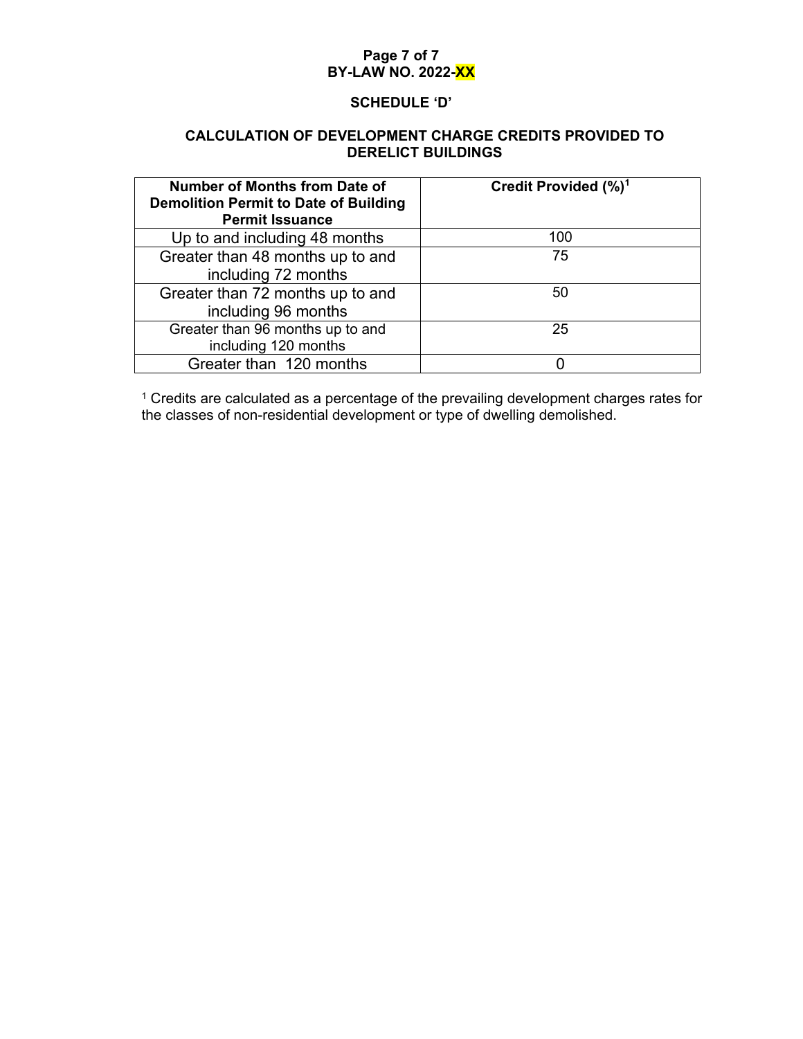## SCHEDULE 'D'

### CALCULATION OF DEVELOPMENT CHARGE CREDITS PROVIDED TO DERELICT BUILDINGS

| Number of Months from Date of Demolition Permit to Date of Building Permit Issuance | Credit Provided (%)[1] |
|---|---|
| Up to and including 48 months | 100 |
| Greater than 48 months up to and including 72 months | 75 |
| Greater than 72 months up to and including 96 months | 50 |
| Greater than 96 months up to and including 120 months | 25 |
| Greater than 120 months | 0 |

[1] Credits are calculated as a percentage of the prevailing development charges rates for the classes of non-residential development or type of dwelling demolished.